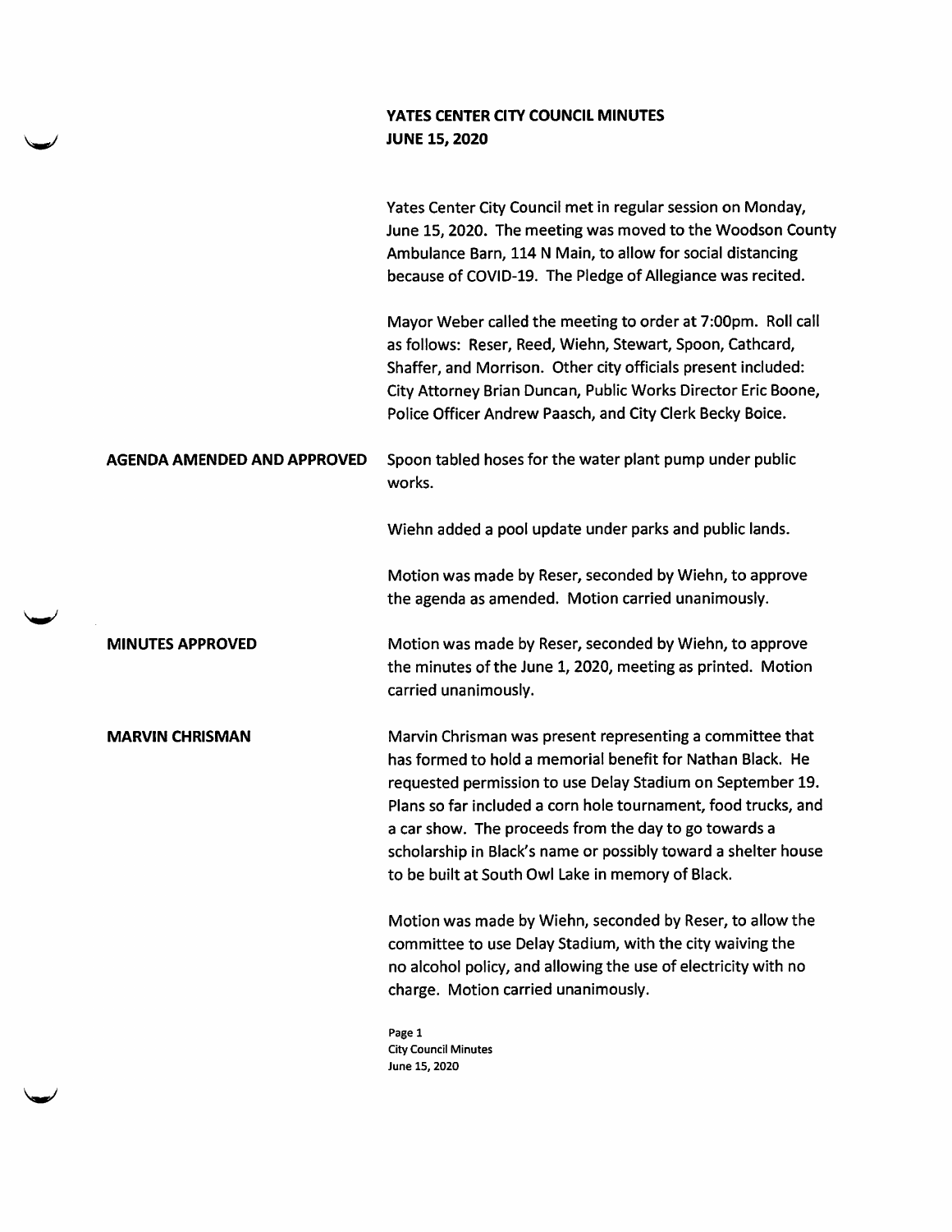# YATES CENTER CITY COUNCIL MINUTES
## JUNE 15, 2020

Yates Center City Council met in regular session on Monday, June 15, 2020. The meeting was moved to the Woodson County Ambulance Barn, 114 N Main, to allow for social distancing because of COVID-19. The Pledge of Allegiance was recited.

Mayor Weber called the meeting to order at 7:00pm. Roll call as follows: Reser, Reed, Wiehn, Stewart, Spoon, Cathcard, Shaffer, and Morrison. Other city officials present included: City Attorney Brian Duncan, Public Works Director Eric Boone, Police Officer Andrew Paasch, and City Clerk Becky Boice.

**AGENDA AMENDED AND APPROVED**

Spoon tabled hoses for the water plant pump under public works.

Wiehn added a pool update under parks and public lands.

Motion was made by Reser, seconded by Wiehn, to approve the agenda as amended. Motion carried unanimously.

**MINUTES APPROVED**

Motion was made by Reser, seconded by Wiehn, to approve the minutes of the June 1, 2020, meeting as printed. Motion carried unanimously.

**MARVIN CHRISMAN**

Marvin Chrisman was present representing a committee that has formed to hold a memorial benefit for Nathan Black. He requested permission to use Delay Stadium on September 19. Plans so far included a corn hole tournament, food trucks, and a car show. The proceeds from the day to go towards a scholarship in Black's name or possibly toward a shelter house to be built at South Owl Lake in memory of Black.

Motion was made by Wiehn, seconded by Reser, to allow the committee to use Delay Stadium, with the city waiving the no alcohol policy, and allowing the use of electricity with no charge. Motion carried unanimously.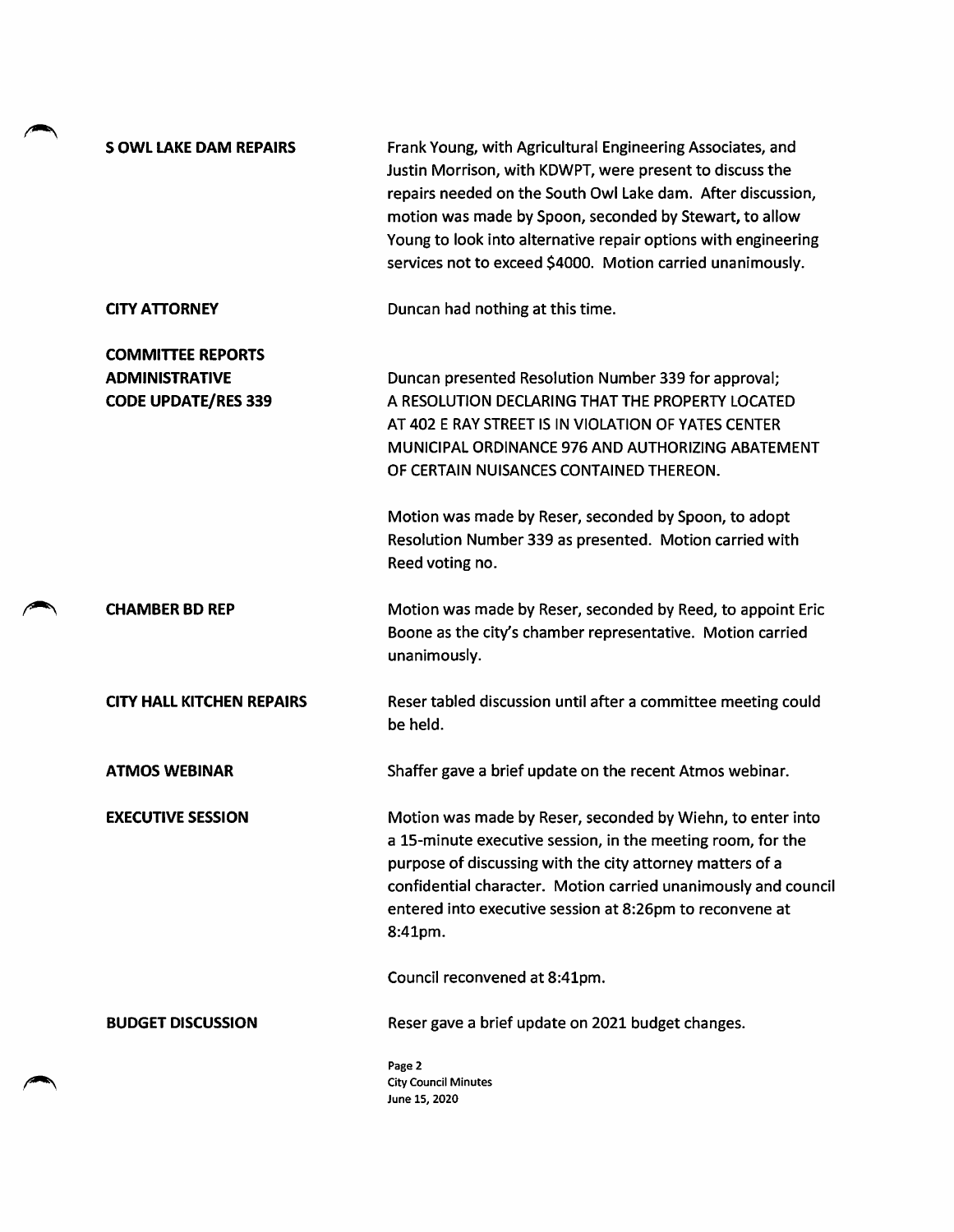**S OWL LAKE DAM REPAIRS**

Frank Young, with Agricultural Engineering Associates, and Justin Morrison, with KDWPT, were present to discuss the repairs needed on the South Owl Lake dam. After discussion, motion was made by Spoon, seconded by Stewart, to allow Young to look into alternative repair options with engineering services not to exceed $4000. Motion carried unanimously.

**CITY ATTORNEY**

Duncan had nothing at this time.

**COMMITTEE REPORTS**

**ADMINISTRATIVE**

**CODE UPDATE/RES 339**

Duncan presented Resolution Number 339 for approval; A RESOLUTION DECLARING THAT THE PROPERTY LOCATED AT 402 E RAY STREET IS IN VIOLATION OF YATES CENTER MUNICIPAL ORDINANCE 976 AND AUTHORIZING ABATEMENT OF CERTAIN NUISANCES CONTAINED THEREON.

Motion was made by Reser, seconded by Spoon, to adopt Resolution Number 339 as presented. Motion carried with Reed voting no.

**CHAMBER BD REP**

Motion was made by Reser, seconded by Reed, to appoint Eric Boone as the city's chamber representative. Motion carried unanimously.

**CITY HALL KITCHEN REPAIRS**

Reser tabled discussion until after a committee meeting could be held.

**ATMOS WEBINAR**

Shaffer gave a brief update on the recent Atmos webinar.

**EXECUTIVE SESSION**

Motion was made by Reser, seconded by Wiehn, to enter into a 15-minute executive session, in the meeting room, for the purpose of discussing with the city attorney matters of a confidential character. Motion carried unanimously and council entered into executive session at 8:26pm to reconvene at 8:41pm.

Council reconvened at 8:41pm.

**BUDGET DISCUSSION**

Reser gave a brief update on 2021 budget changes.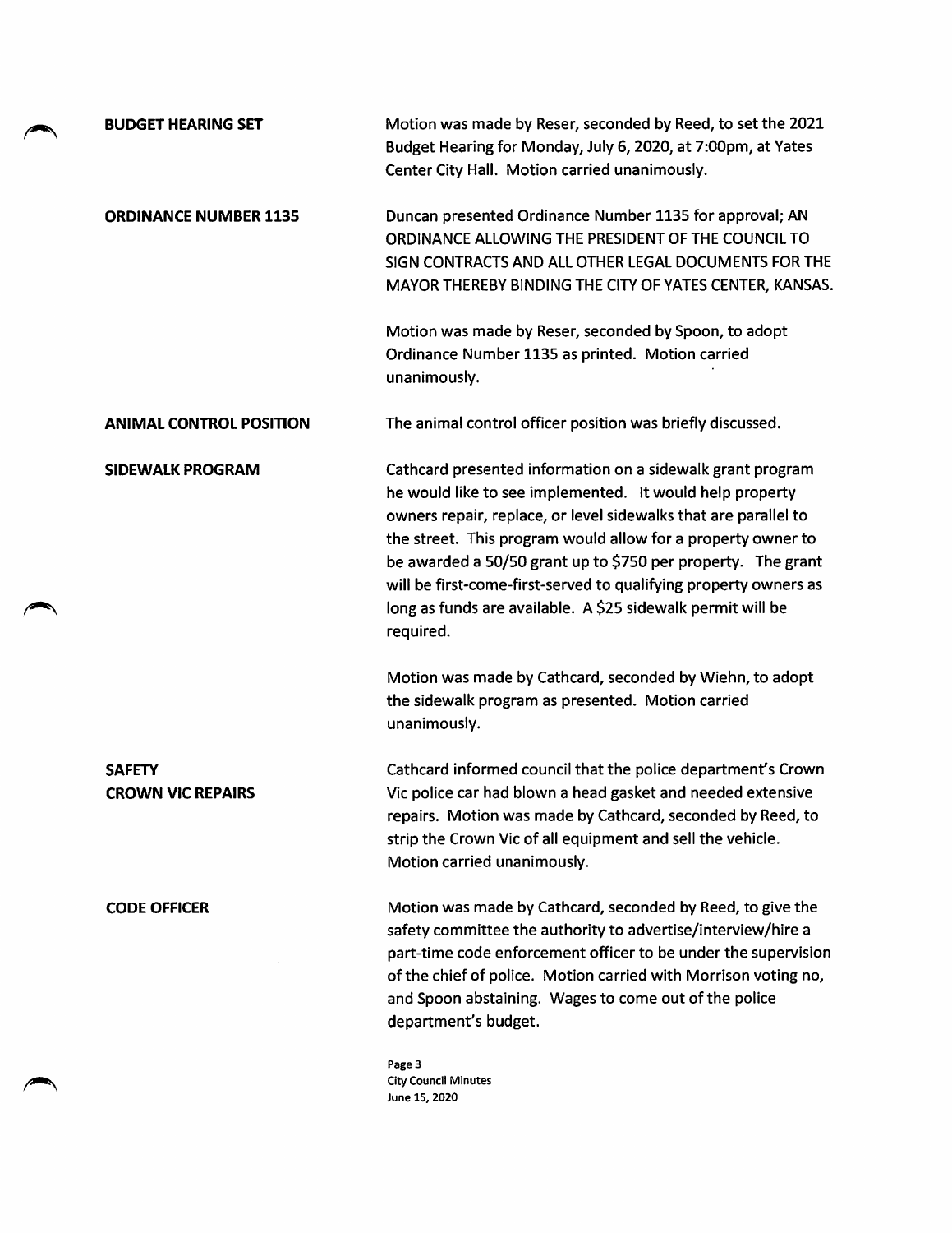**BUDGET HEARING SET**

Motion was made by Reser, seconded by Reed, to set the 2021 Budget Hearing for Monday, July 6, 2020, at 7:00pm, at Yates Center City Hall. Motion carried unanimously.

**ORDINANCE NUMBER 1135**

Duncan presented Ordinance Number 1135 for approval; AN ORDINANCE ALLOWING THE PRESIDENT OF THE COUNCIL TO SIGN CONTRACTS AND ALL OTHER LEGAL DOCUMENTS FOR THE MAYOR THEREBY BINDING THE CITY OF YATES CENTER, KANSAS.

Motion was made by Reser, seconded by Spoon, to adopt Ordinance Number 1135 as printed. Motion carried unanimously.

**ANIMAL CONTROL POSITION**

The animal control officer position was briefly discussed.

**SIDEWALK PROGRAM**

Cathcard presented information on a sidewalk grant program he would like to see implemented. It would help property owners repair, replace, or level sidewalks that are parallel to the street. This program would allow for a property owner to be awarded a 50/50 grant up to $750 per property. The grant will be first-come-first-served to qualifying property owners as long as funds are available. A $25 sidewalk permit will be required.

Motion was made by Cathcard, seconded by Wiehn, to adopt the sidewalk program as presented. Motion carried unanimously.

**SAFETY**
**CROWN VIC REPAIRS**

Cathcard informed council that the police department's Crown Vic police car had blown a head gasket and needed extensive repairs. Motion was made by Cathcard, seconded by Reed, to strip the Crown Vic of all equipment and sell the vehicle. Motion carried unanimously.

**CODE OFFICER**

Motion was made by Cathcard, seconded by Reed, to give the safety committee the authority to advertise/interview/hire a part-time code enforcement officer to be under the supervision of the chief of police. Motion carried with Morrison voting no, and Spoon abstaining. Wages to come out of the police department's budget.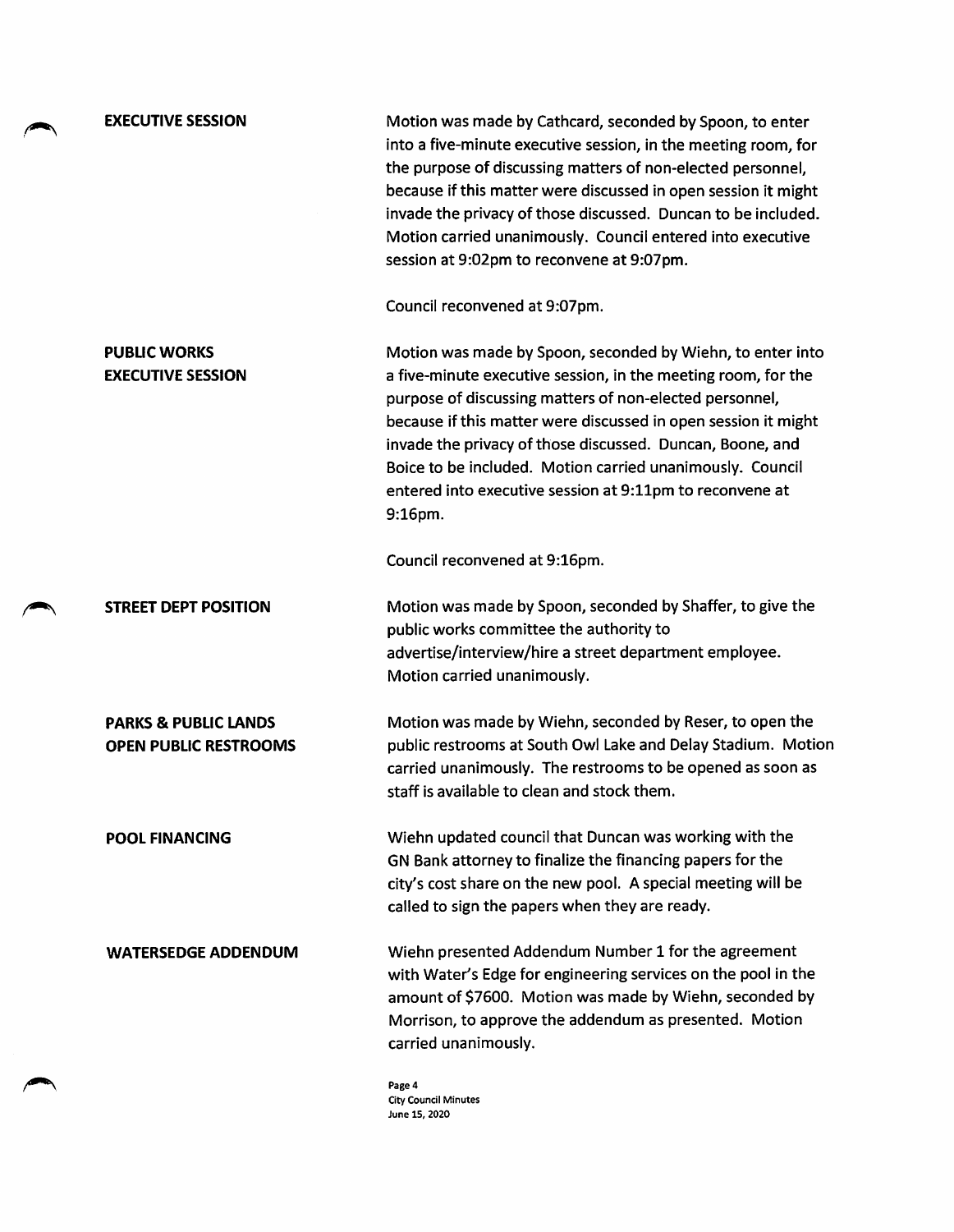**EXECUTIVE SESSION**

Motion was made by Cathcard, seconded by Spoon, to enter into a five-minute executive session, in the meeting room, for the purpose of discussing matters of non-elected personnel, because if this matter were discussed in open session it might invade the privacy of those discussed. Duncan to be included. Motion carried unanimously. Council entered into executive session at 9:02pm to reconvene at 9:07pm.

Council reconvened at 9:07pm.

**PUBLIC WORKS EXECUTIVE SESSION**

Motion was made by Spoon, seconded by Wiehn, to enter into a five-minute executive session, in the meeting room, for the purpose of discussing matters of non-elected personnel, because if this matter were discussed in open session it might invade the privacy of those discussed. Duncan, Boone, and Boice to be included. Motion carried unanimously. Council entered into executive session at 9:11pm to reconvene at 9:16pm.

Council reconvened at 9:16pm.

**STREET DEPT POSITION**

Motion was made by Spoon, seconded by Shaffer, to give the public works committee the authority to advertise/interview/hire a street department employee. Motion carried unanimously.

**PARKS & PUBLIC LANDS OPEN PUBLIC RESTROOMS**

Motion was made by Wiehn, seconded by Reser, to open the public restrooms at South Owl Lake and Delay Stadium. Motion carried unanimously. The restrooms to be opened as soon as staff is available to clean and stock them.

**POOL FINANCING**

Wiehn updated council that Duncan was working with the GN Bank attorney to finalize the financing papers for the city's cost share on the new pool. A special meeting will be called to sign the papers when they are ready.

**WATERSEDGE ADDENDUM**

Wiehn presented Addendum Number 1 for the agreement with Water's Edge for engineering services on the pool in the amount of $7600. Motion was made by Wiehn, seconded by Morrison, to approve the addendum as presented. Motion carried unanimously.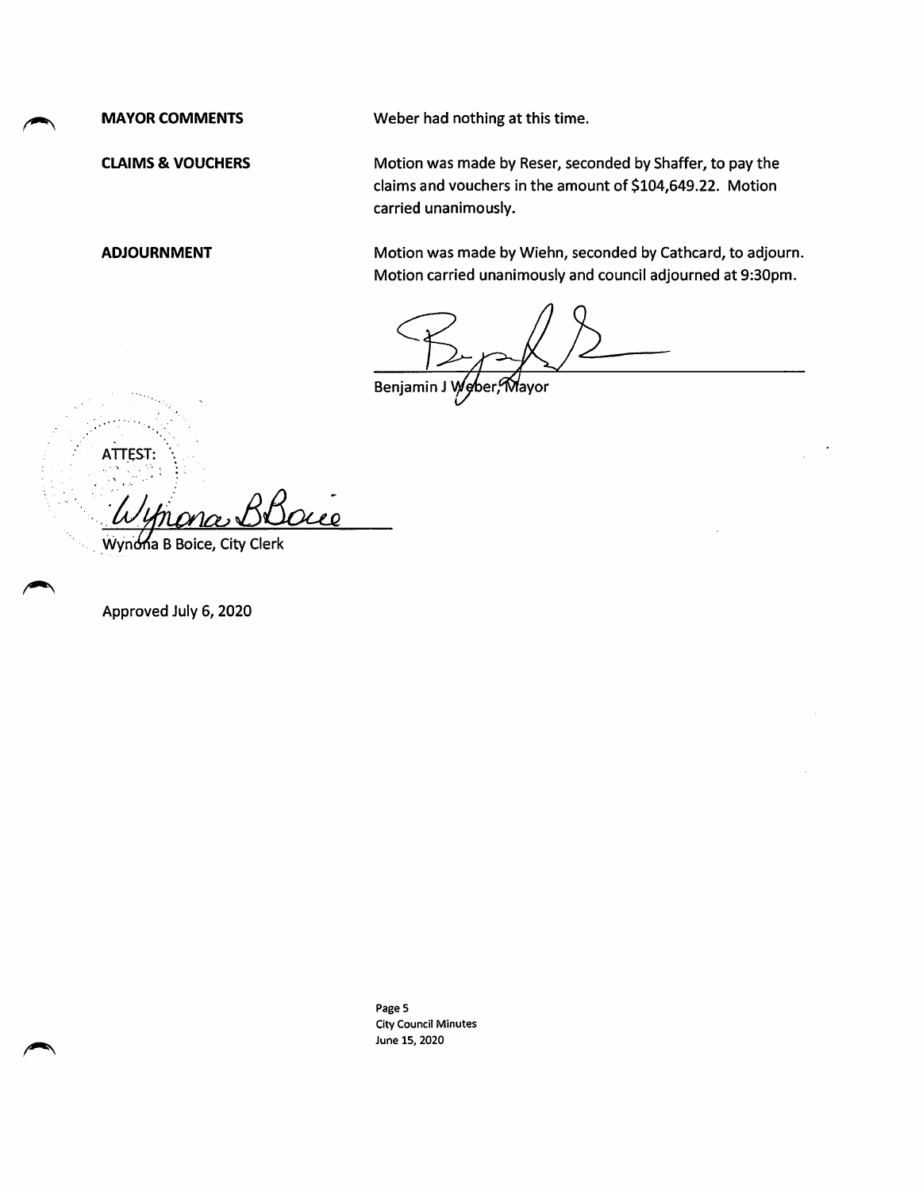**MAYOR COMMENTS**

Weber had nothing at this time.

**CLAIMS & VOUCHERS**

Motion was made by Reser, seconded by Shaffer, to pay the claims and vouchers in the amount of $104,649.22. Motion carried unanimously.

**ADJOURNMENT**

Motion was made by Wiehn, seconded by Cathcard, to adjourn. Motion carried unanimously and council adjourned at 9:30pm.

Benjamin J Weber, Mayor

ATTEST:

Wynona B Boice, City Clerk

Approved July 6, 2020

Page 5
City Council Minutes
June 15, 2020